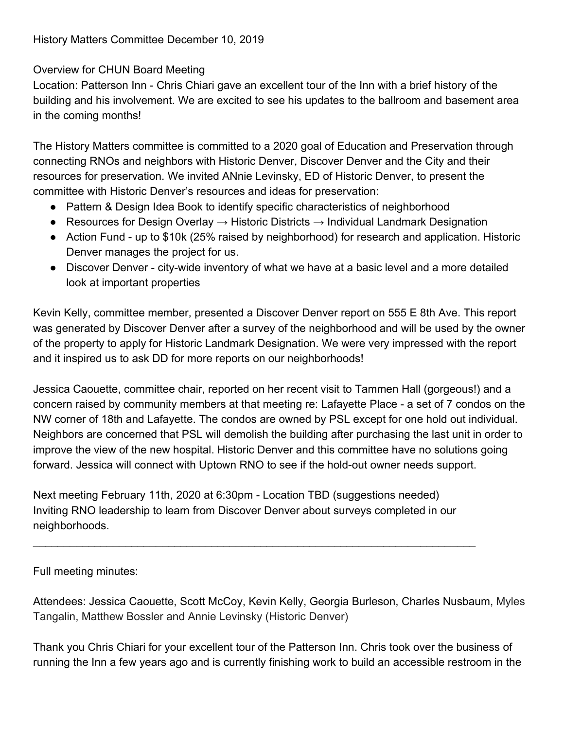History Matters Committee December 10, 2019

Overview for CHUN Board Meeting
Location: Patterson Inn - Chris Chiari gave an excellent tour of the Inn with a brief history of the building and his involvement. We are excited to see his updates to the ballroom and basement area in the coming months!

The History Matters committee is committed to a 2020 goal of Education and Preservation through connecting RNOs and neighbors with Historic Denver, Discover Denver and the City and their resources for preservation. We invited ANnie Levinsky, ED of Historic Denver, to present the committee with Historic Denver's resources and ideas for preservation:

- Pattern & Design Idea Book to identify specific characteristics of neighborhood
- Resources for Design Overlay → Historic Districts → Individual Landmark Designation
- Action Fund - up to $10k (25% raised by neighborhood) for research and application. Historic Denver manages the project for us.
- Discover Denver - city-wide inventory of what we have at a basic level and a more detailed look at important properties

Kevin Kelly, committee member, presented a Discover Denver report on 555 E 8th Ave. This report was generated by Discover Denver after a survey of the neighborhood and will be used by the owner of the property to apply for Historic Landmark Designation. We were very impressed with the report and it inspired us to ask DD for more reports on our neighborhoods!

Jessica Caouette, committee chair, reported on her recent visit to Tammen Hall (gorgeous!) and a concern raised by community members at that meeting re: Lafayette Place - a set of 7 condos on the NW corner of 18th and Lafayette. The condos are owned by PSL except for one hold out individual. Neighbors are concerned that PSL will demolish the building after purchasing the last unit in order to improve the view of the new hospital. Historic Denver and this committee have no solutions going forward. Jessica will connect with Uptown RNO to see if the hold-out owner needs support.

Next meeting February 11th, 2020 at 6:30pm - Location TBD (suggestions needed)
Inviting RNO leadership to learn from Discover Denver about surveys completed in our neighborhoods.

---

Full meeting minutes:

Attendees: Jessica Caouette, Scott McCoy, Kevin Kelly, Georgia Burleson, Charles Nusbaum, Myles Tangalin, Matthew Bossler and Annie Levinsky (Historic Denver)

Thank you Chris Chiari for your excellent tour of the Patterson Inn. Chris took over the business of running the Inn a few years ago and is currently finishing work to build an accessible restroom in the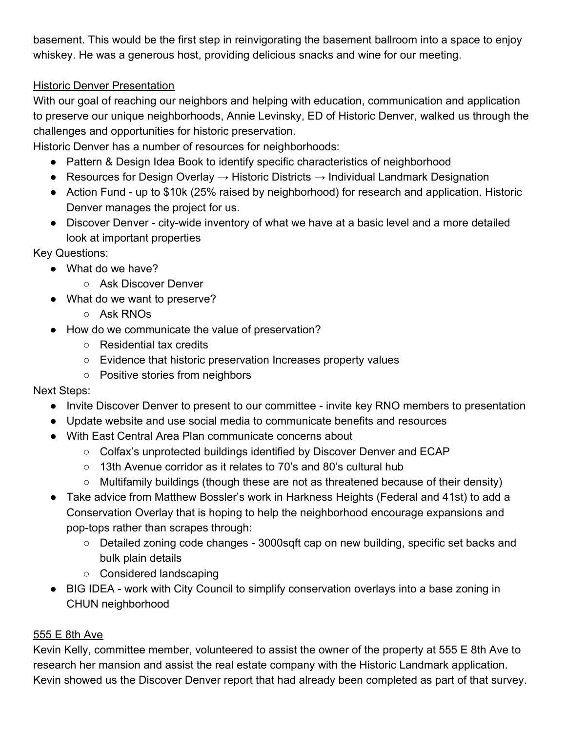basement. This would be the first step in reinvigorating the basement ballroom into a space to enjoy whiskey. He was a generous host, providing delicious snacks and wine for our meeting.

<u>Historic Denver Presentation</u>

With our goal of reaching our neighbors and helping with education, communication and application to preserve our unique neighborhoods, Annie Levinsky, ED of Historic Denver, walked us through the challenges and opportunities for historic preservation.

Historic Denver has a number of resources for neighborhoods:

- Pattern & Design Idea Book to identify specific characteristics of neighborhood
- Resources for Design Overlay → Historic Districts → Individual Landmark Designation
- Action Fund - up to $10k (25% raised by neighborhood) for research and application. Historic Denver manages the project for us.
- Discover Denver - city-wide inventory of what we have at a basic level and a more detailed look at important properties

Key Questions:

- What do we have?
  - Ask Discover Denver
- What do we want to preserve?
  - Ask RNOs
- How do we communicate the value of preservation?
  - Residential tax credits
  - Evidence that historic preservation Increases property values
  - Positive stories from neighbors

Next Steps:

- Invite Discover Denver to present to our committee - invite key RNO members to presentation
- Update website and use social media to communicate benefits and resources
- With East Central Area Plan communicate concerns about
  - Colfax's unprotected buildings identified by Discover Denver and ECAP
  - 13th Avenue corridor as it relates to 70's and 80's cultural hub
  - Multifamily buildings (though these are not as threatened because of their density)
- Take advice from Matthew Bossler's work in Harkness Heights (Federal and 41st) to add a Conservation Overlay that is hoping to help the neighborhood encourage expansions and pop-tops rather than scrapes through:
  - Detailed zoning code changes - 3000sqft cap on new building, specific set backs and bulk plain details
  - Considered landscaping
- BIG IDEA - work with City Council to simplify conservation overlays into a base zoning in CHUN neighborhood

<u>555 E 8th Ave</u>

Kevin Kelly, committee member, volunteered to assist the owner of the property at 555 E 8th Ave to research her mansion and assist the real estate company with the Historic Landmark application. Kevin showed us the Discover Denver report that had already been completed as part of that survey.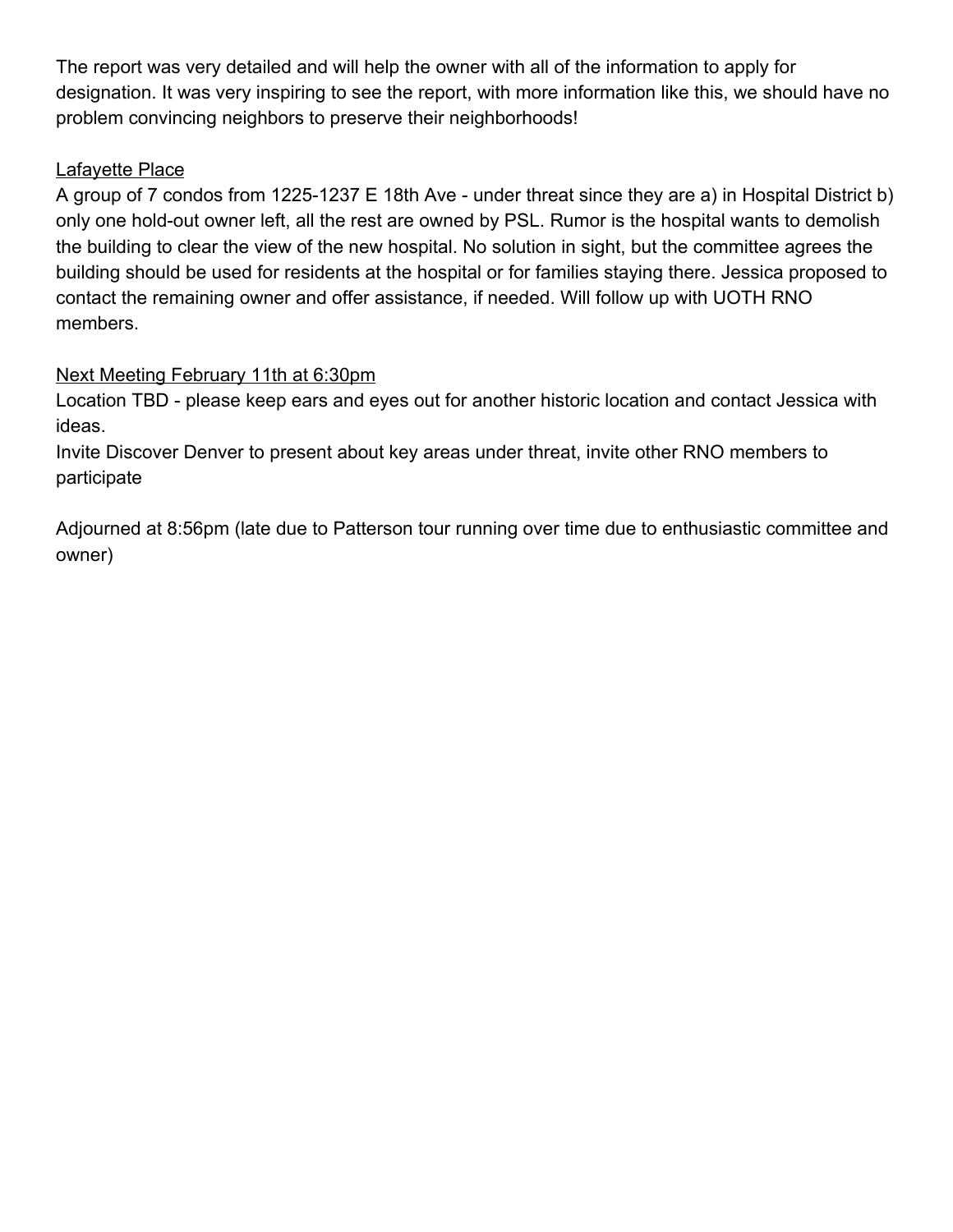The report was very detailed and will help the owner with all of the information to apply for designation. It was very inspiring to see the report, with more information like this, we should have no problem convincing neighbors to preserve their neighborhoods!

<u>Lafayette Place</u>

A group of 7 condos from 1225-1237 E 18th Ave - under threat since they are a) in Hospital District b) only one hold-out owner left, all the rest are owned by PSL. Rumor is the hospital wants to demolish the building to clear the view of the new hospital. No solution in sight, but the committee agrees the building should be used for residents at the hospital or for families staying there. Jessica proposed to contact the remaining owner and offer assistance, if needed. Will follow up with UOTH RNO members.

<u>Next Meeting February 11th at 6:30pm</u>

Location TBD - please keep ears and eyes out for another historic location and contact Jessica with ideas.

Invite Discover Denver to present about key areas under threat, invite other RNO members to participate

Adjourned at 8:56pm (late due to Patterson tour running over time due to enthusiastic committee and owner)